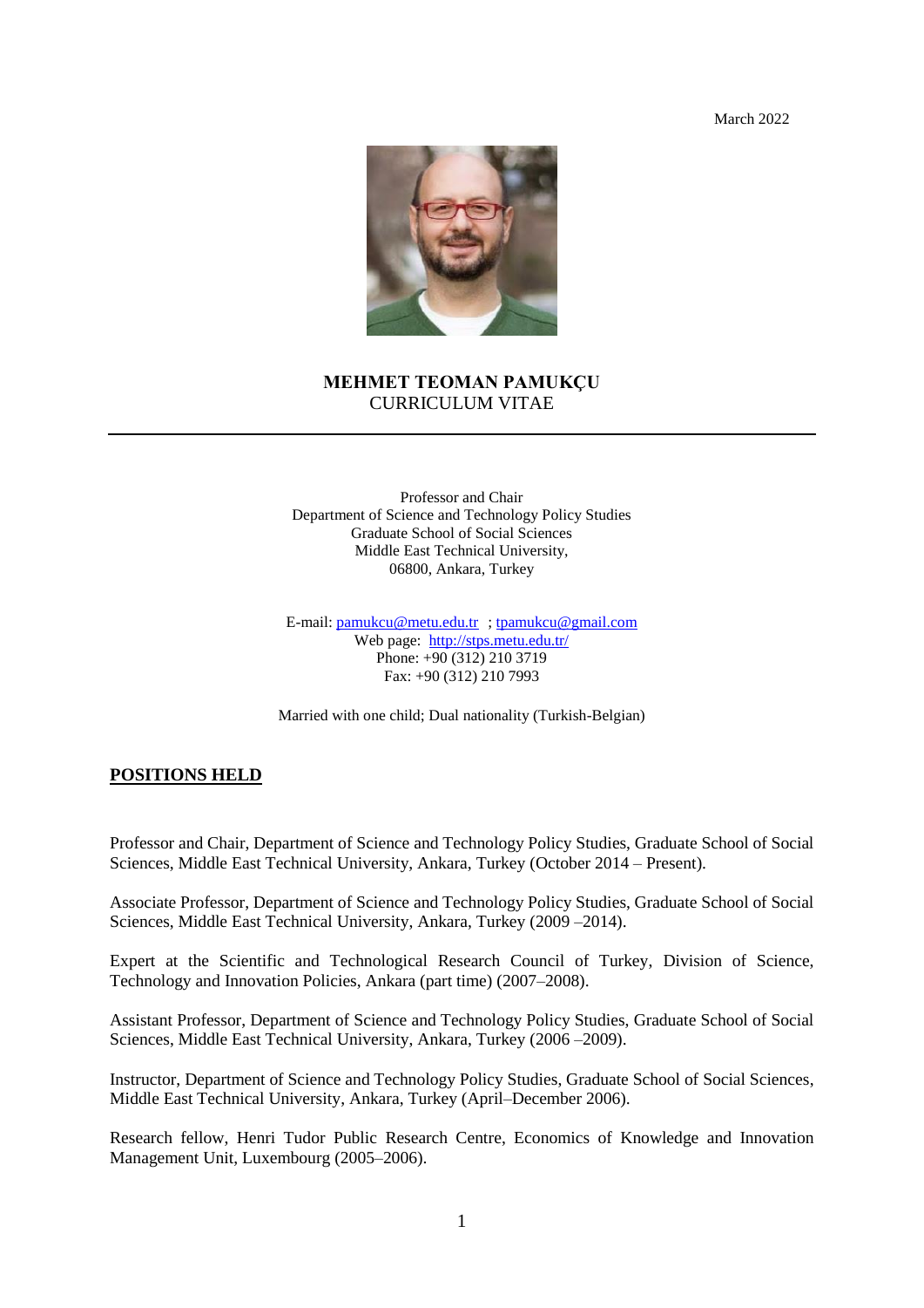March 2022

# MEHMET TEOMAN PAMUKÇU
CURRICULUM VITAE

---

Professor and Chair
Department of Science and Technology Policy Studies
Graduate School of Social Sciences
Middle East Technical University,
06800, Ankara, Turkey

E-mail: pamukcu@metu.edu.tr ; tpamukcu@gmail.com
Web page: http://stps.metu.edu.tr/
Phone: +90 (312) 210 3719
Fax: +90 (312) 210 7993

Married with one child; Dual nationality (Turkish-Belgian)

## POSITIONS HELD

Professor and Chair, Department of Science and Technology Policy Studies, Graduate School of Social Sciences, Middle East Technical University, Ankara, Turkey (October 2014 – Present).

Associate Professor, Department of Science and Technology Policy Studies, Graduate School of Social Sciences, Middle East Technical University, Ankara, Turkey (2009 –2014).

Expert at the Scientific and Technological Research Council of Turkey, Division of Science, Technology and Innovation Policies, Ankara (part time) (2007–2008).

Assistant Professor, Department of Science and Technology Policy Studies, Graduate School of Social Sciences, Middle East Technical University, Ankara, Turkey (2006 –2009).

Instructor, Department of Science and Technology Policy Studies, Graduate School of Social Sciences, Middle East Technical University, Ankara, Turkey (April–December 2006).

Research fellow, Henri Tudor Public Research Centre, Economics of Knowledge and Innovation Management Unit, Luxembourg (2005–2006).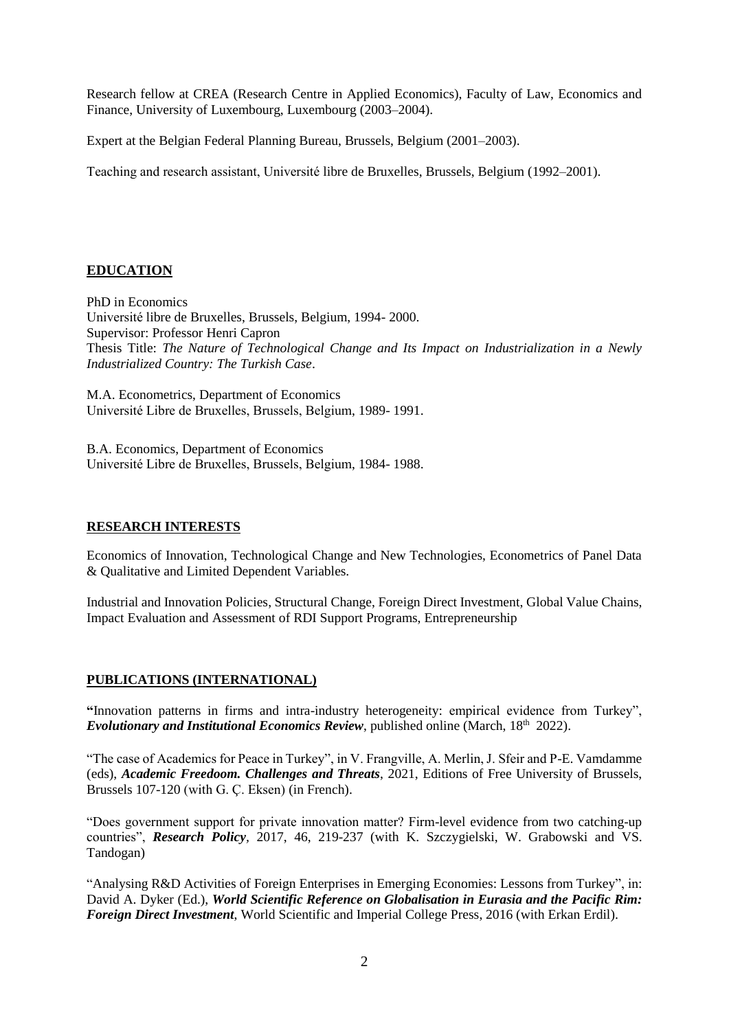Research fellow at CREA (Research Centre in Applied Economics), Faculty of Law, Economics and Finance, University of Luxembourg, Luxembourg (2003–2004).

Expert at the Belgian Federal Planning Bureau, Brussels, Belgium (2001–2003).

Teaching and research assistant, Université libre de Bruxelles, Brussels, Belgium (1992–2001).

## **EDUCATION**

PhD in Economics
Université libre de Bruxelles, Brussels, Belgium, 1994- 2000.
Supervisor: Professor Henri Capron
Thesis Title: *The Nature of Technological Change and Its Impact on Industrialization in a Newly Industrialized Country: The Turkish Case*.

M.A. Econometrics, Department of Economics
Université Libre de Bruxelles, Brussels, Belgium, 1989- 1991.

B.A. Economics, Department of Economics
Université Libre de Bruxelles, Brussels, Belgium, 1984- 1988.

## **RESEARCH INTERESTS**

Economics of Innovation, Technological Change and New Technologies, Econometrics of Panel Data & Qualitative and Limited Dependent Variables.

Industrial and Innovation Policies, Structural Change, Foreign Direct Investment, Global Value Chains, Impact Evaluation and Assessment of RDI Support Programs, Entrepreneurship

## **PUBLICATIONS (INTERNATIONAL)**

**"**Innovation patterns in firms and intra-industry heterogeneity: empirical evidence from Turkey", ***Evolutionary and Institutional Economics Review***, published online (March, 18th 2022).

"The case of Academics for Peace in Turkey", in V. Frangville, A. Merlin, J. Sfeir and P-E. Vamdamme (eds), ***Academic Freedoom. Challenges and Threats***, 2021, Editions of Free University of Brussels, Brussels 107-120 (with G. Ç. Eksen) (in French).

"Does government support for private innovation matter? Firm-level evidence from two catching-up countries", ***Research Policy***, 2017, 46, 219-237 (with K. Szczygielski, W. Grabowski and VS. Tandogan)

"Analysing R&D Activities of Foreign Enterprises in Emerging Economies: Lessons from Turkey", in: David A. Dyker (Ed.), ***World Scientific Reference on Globalisation in Eurasia and the Pacific Rim: Foreign Direct Investment***, World Scientific and Imperial College Press, 2016 (with Erkan Erdil).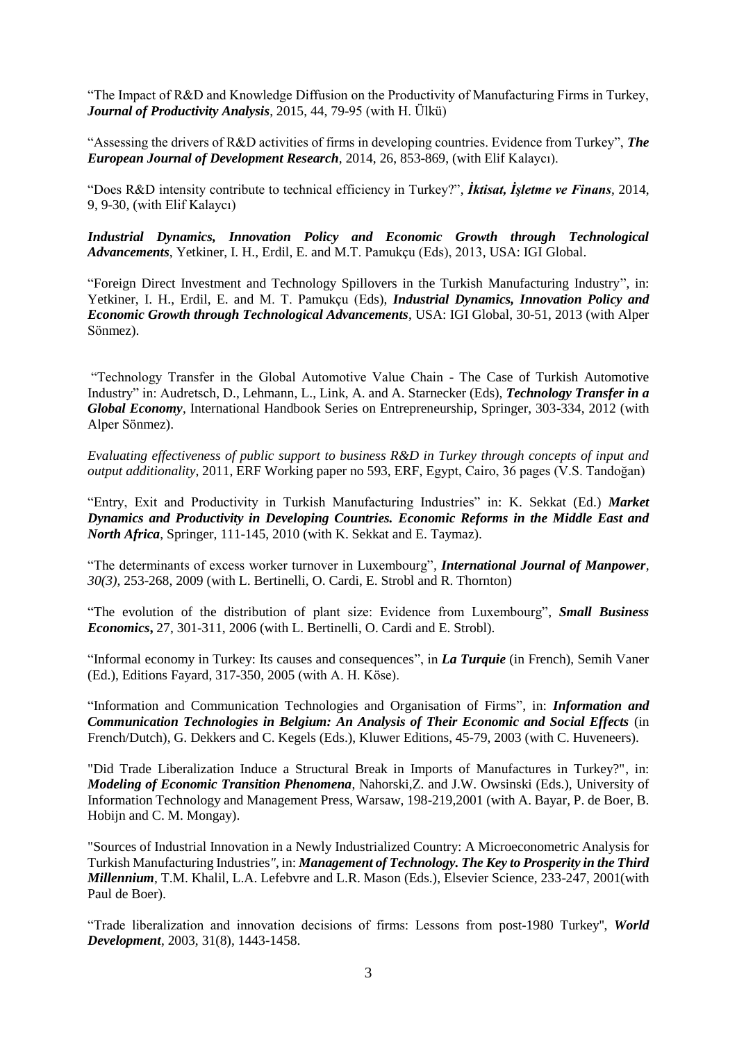“The Impact of R&D and Knowledge Diffusion on the Productivity of Manufacturing Firms in Turkey, ***Journal of Productivity Analysis***, 2015, 44, 79-95 (with H. Ülkü)

“Assessing the drivers of R&D activities of firms in developing countries. Evidence from Turkey”, ***The European Journal of Development Research***, 2014, 26, 853-869, (with Elif Kalaycı).

“Does R&D intensity contribute to technical efficiency in Turkey?”, ***İktisat, İşletme ve Finans***, 2014, 9, 9-30, (with Elif Kalaycı)

***Industrial Dynamics, Innovation Policy and Economic Growth through Technological Advancements***, Yetkiner, I. H., Erdil, E. and M.T. Pamukçu (Eds), 2013, USA: IGI Global.

“Foreign Direct Investment and Technology Spillovers in the Turkish Manufacturing Industry”, in: Yetkiner, I. H., Erdil, E. and M. T. Pamukçu (Eds), ***Industrial Dynamics, Innovation Policy and Economic Growth through Technological Advancements***, USA: IGI Global, 30-51, 2013 (with Alper Sönmez).

“Technology Transfer in the Global Automotive Value Chain - The Case of Turkish Automotive Industry” in: Audretsch, D., Lehmann, L., Link, A. and A. Starnecker (Eds), ***Technology Transfer in a Global Economy***, International Handbook Series on Entrepreneurship, Springer, 303-334, 2012 (with Alper Sönmez).

*Evaluating effectiveness of public support to business R&D in Turkey through concepts of input and output additionality*, 2011, ERF Working paper no 593, ERF, Egypt, Cairo, 36 pages (V.S. Tandoğan)

“Entry, Exit and Productivity in Turkish Manufacturing Industries” in: K. Sekkat (Ed.) ***Market Dynamics and Productivity in Developing Countries. Economic Reforms in the Middle East and North Africa***, Springer, 111-145, 2010 (with K. Sekkat and E. Taymaz).

“The determinants of excess worker turnover in Luxembourg”, ***International Journal of Manpower***, *30(3)*, 253-268, 2009 (with L. Bertinelli, O. Cardi, E. Strobl and R. Thornton)

“The evolution of the distribution of plant size: Evidence from Luxembourg”, ***Small Business Economics***, 27, 301-311, 2006 (with L. Bertinelli, O. Cardi and E. Strobl).

“Informal economy in Turkey: Its causes and consequences”, in ***La Turquie*** (in French), Semih Vaner (Ed.), Editions Fayard, 317-350, 2005 (with A. H. Köse).

“Information and Communication Technologies and Organisation of Firms”, in: ***Information and Communication Technologies in Belgium: An Analysis of Their Economic and Social Effects*** (in French/Dutch), G. Dekkers and C. Kegels (Eds.), Kluwer Editions, 45-79, 2003 (with C. Huveneers).

"Did Trade Liberalization Induce a Structural Break in Imports of Manufactures in Turkey?", in: ***Modeling of Economic Transition Phenomena***, Nahorski,Z. and J.W. Owsinski (Eds.), University of Information Technology and Management Press, Warsaw, 198-219,2001 (with A. Bayar, P. de Boer, B. Hobijn and C. M. Mongay).

"Sources of Industrial Innovation in a Newly Industrialized Country: A Microeconometric Analysis for Turkish Manufacturing Industries", in: ***Management of Technology. The Key to Prosperity in the Third Millennium***, T.M. Khalil, L.A. Lefebvre and L.R. Mason (Eds.), Elsevier Science, 233-247, 2001(with Paul de Boer).

“Trade liberalization and innovation decisions of firms: Lessons from post-1980 Turkey", ***World Development***, 2003, 31(8), 1443-1458.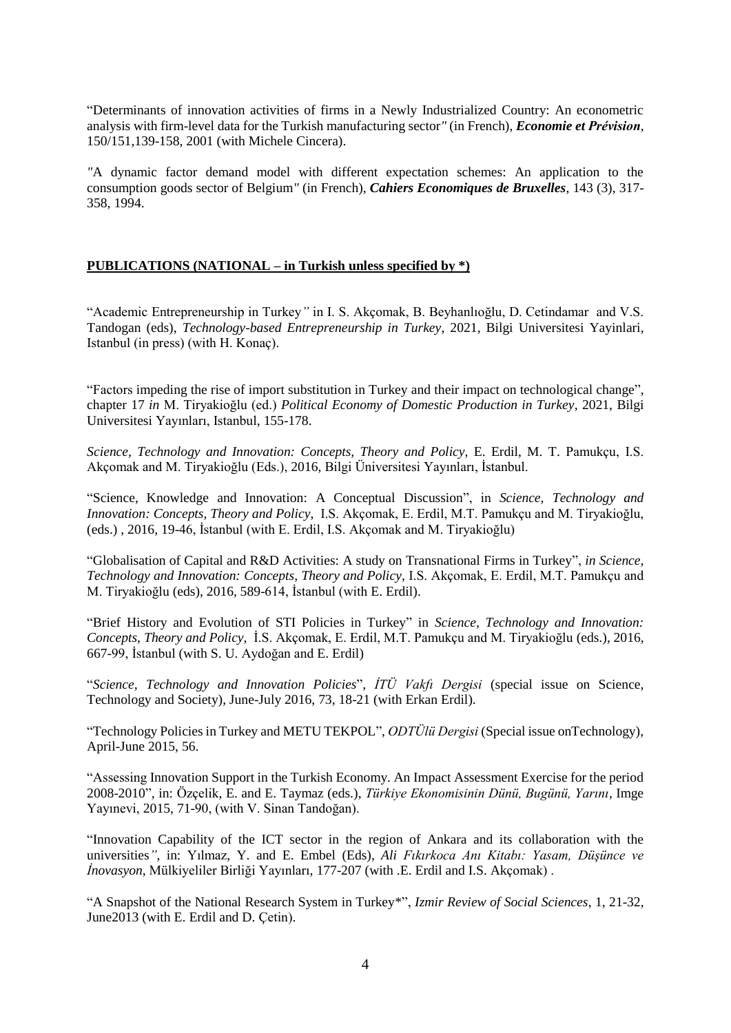"Determinants of innovation activities of firms in a Newly Industrialized Country: An econometric analysis with firm-level data for the Turkish manufacturing sector" (in French), ***Economie et Prévision***, 150/151,139-158, 2001 (with Michele Cincera).

"A dynamic factor demand model with different expectation schemes: An application to the consumption goods sector of Belgium" (in French), ***Cahiers Economiques de Bruxelles***, 143 (3), 317-358, 1994.

**PUBLICATIONS (NATIONAL – in Turkish unless specified by *)**

"Academic Entrepreneurship in Turkey" in I. S. Akçomak, B. Beyhanlıoğlu, D. Cetindamar and V.S. Tandogan (eds), *Technology-based Entrepreneurship in Turkey*, 2021, Bilgi Universitesi Yayinlari, Istanbul (in press) (with H. Konaç).

"Factors impeding the rise of import substitution in Turkey and their impact on technological change", chapter 17 *in* M. Tiryakioğlu (ed.) *Political Economy of Domestic Production in Turkey*, 2021, Bilgi Universitesi Yayınları, Istanbul, 155-178.

*Science, Technology and Innovation: Concepts, Theory and Policy*, E. Erdil, M. T. Pamukçu, I.S. Akçomak and M. Tiryakioğlu (Eds.), 2016, Bilgi Üniversitesi Yayınları, İstanbul.

"Science, Knowledge and Innovation: A Conceptual Discussion", in *Science, Technology and Innovation: Concepts, Theory and Policy*, I.S. Akçomak, E. Erdil, M.T. Pamukçu and M. Tiryakioğlu, (eds.) , 2016, 19-46, İstanbul (with E. Erdil, I.S. Akçomak and M. Tiryakioğlu)

"Globalisation of Capital and R&D Activities: A study on Transnational Firms in Turkey", *in Science, Technology and Innovation: Concepts, Theory and Policy*, I.S. Akçomak, E. Erdil, M.T. Pamukçu and M. Tiryakioğlu (eds), 2016, 589-614, İstanbul (with E. Erdil).

"Brief History and Evolution of STI Policies in Turkey" in *Science, Technology and Innovation: Concepts, Theory and Policy*, İ.S. Akçomak, E. Erdil, M.T. Pamukçu and M. Tiryakioğlu (eds.), 2016, 667-99, İstanbul (with S. U. Aydoğan and E. Erdil)

"*Science, Technology and Innovation Policies*", *İTÜ Vakfı Dergisi* (special issue on Science, Technology and Society), June-July 2016, 73, 18-21 (with Erkan Erdil).

"Technology Policies in Turkey and METU TEKPOL", *ODTÜlü Dergisi* (Special issue onTechnology), April-June 2015, 56.

"Assessing Innovation Support in the Turkish Economy. An Impact Assessment Exercise for the period 2008-2010", in: Özçelik, E. and E. Taymaz (eds.), *Türkiye Ekonomisinin Dünü, Bugünü, Yarını*, Imge Yayınevi, 2015, 71-90, (with V. Sinan Tandoğan).

"Innovation Capability of the ICT sector in the region of Ankara and its collaboration with the universities", in: Yılmaz, Y. and E. Embel (Eds), *Ali Fıkırkoca Anı Kitabı: Yasam, Düşünce ve İnovasyon*, Mülkiyeliler Birliği Yayınları, 177-207 (with .E. Erdil and I.S. Akçomak) .

"A Snapshot of the National Research System in Turkey*", *Izmir Review of Social Sciences*, 1, 21-32, June2013 (with E. Erdil and D. Çetin).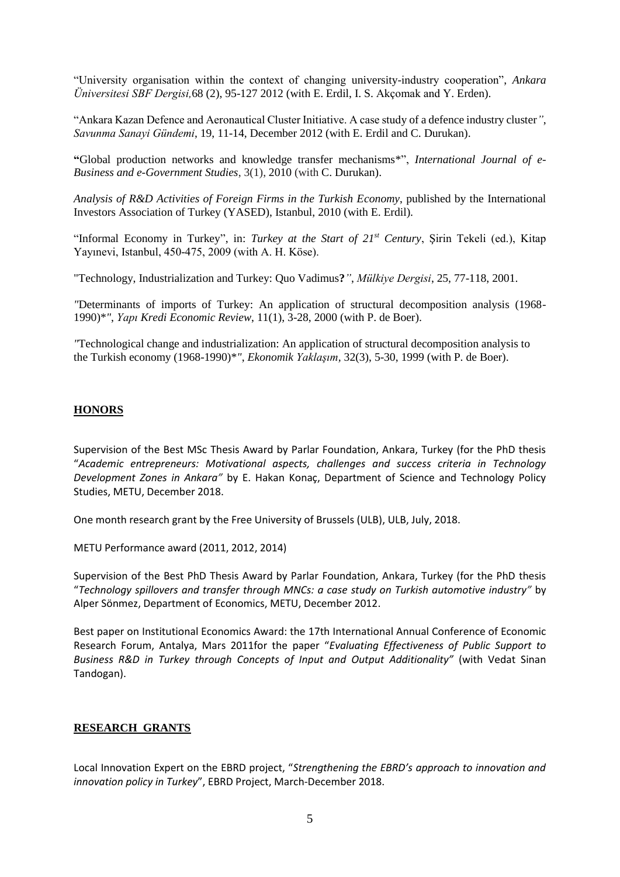"University organisation within the context of changing university-industry cooperation", *Ankara Üniversitesi SBF Dergisi,*68 (2), 95-127 2012 (with E. Erdil, I. S. Akçomak and Y. Erden).

"Ankara Kazan Defence and Aeronautical Cluster Initiative. A case study of a defence industry cluster*"*, *Savunma Sanayi Gündemi*, 19, 11-14, December 2012 (with E. Erdil and C. Durukan).

**"**Global production networks and knowledge transfer mechanisms*", *International Journal of e-Business and e-Government Studies*, 3(1), 2010 (with C. Durukan).

*Analysis of R&D Activities of Foreign Firms in the Turkish Economy*, published by the International Investors Association of Turkey (YASED), Istanbul, 2010 (with E. Erdil).

"Informal Economy in Turkey", in: *Turkey at the Start of 21st Century*, Şirin Tekeli (ed.), Kitap Yayınevi, Istanbul, 450-475, 2009 (with A. H. Köse).

"Technology, Industrialization and Turkey: Quo Vadimus**?***"*, *Mülkiye Dergisi*, 25, 77-118, 2001.

*"*Determinants of imports of Turkey: An application of structural decomposition analysis (1968-1990)**"*, *Yapı Kredi Economic Review*, 11(1), 3-28, 2000 (with P. de Boer).

*"*Technological change and industrialization: An application of structural decomposition analysis to the Turkish economy (1968-1990)**"*, *Ekonomik Yaklaşım*, 32(3), 5-30, 1999 (with P. de Boer).

## HONORS

Supervision of the Best MSc Thesis Award by Parlar Foundation, Ankara, Turkey (for the PhD thesis "*Academic entrepreneurs: Motivational aspects, challenges and success criteria in Technology Development Zones in Ankara"* by E. Hakan Konaç, Department of Science and Technology Policy Studies, METU, December 2018.

One month research grant by the Free University of Brussels (ULB), ULB, July, 2018.

METU Performance award (2011, 2012, 2014)

Supervision of the Best PhD Thesis Award by Parlar Foundation, Ankara, Turkey (for the PhD thesis "*Technology spillovers and transfer through MNCs: a case study on Turkish automotive industry"* by Alper Sönmez, Department of Economics, METU, December 2012.

Best paper on Institutional Economics Award: the 17th International Annual Conference of Economic Research Forum, Antalya, Mars 2011for the paper "*Evaluating Effectiveness of Public Support to Business R&D in Turkey through Concepts of Input and Output Additionality"* (with Vedat Sinan Tandogan).

## RESEARCH GRANTS

Local Innovation Expert on the EBRD project, "*Strengthening the EBRD's approach to innovation and innovation policy in Turkey*", EBRD Project, March-December 2018.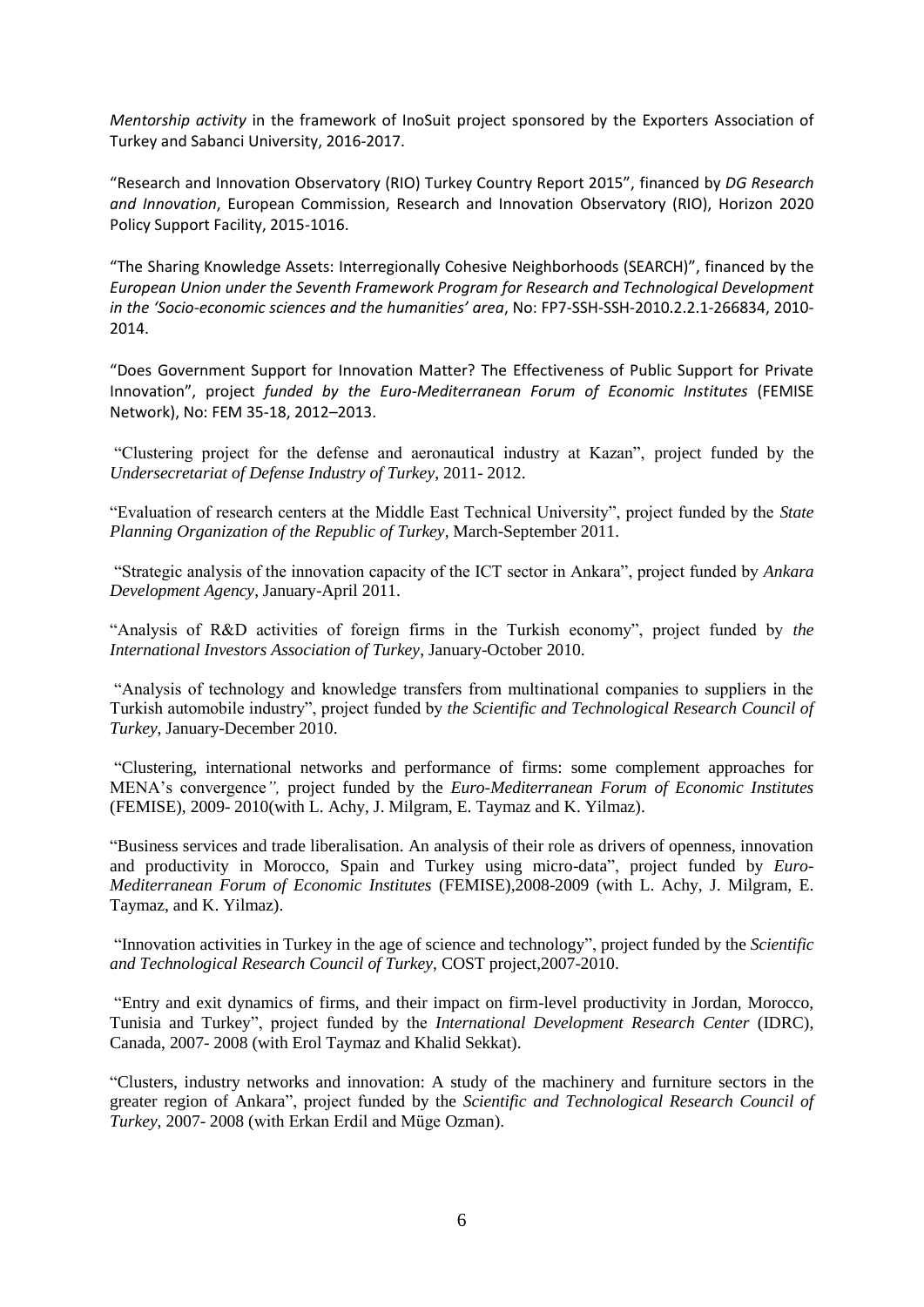*Mentorship activity* in the framework of InoSuit project sponsored by the Exporters Association of Turkey and Sabanci University, 2016-2017.

"Research and Innovation Observatory (RIO) Turkey Country Report 2015", financed by *DG Research and Innovation*, European Commission, Research and Innovation Observatory (RIO), Horizon 2020 Policy Support Facility, 2015-1016.

"The Sharing Knowledge Assets: Interregionally Cohesive Neighborhoods (SEARCH)", financed by the *European Union under the Seventh Framework Program for Research and Technological Development in the 'Socio-economic sciences and the humanities' area*, No: FP7-SSH-SSH-2010.2.2.1-266834, 2010-2014.

"Does Government Support for Innovation Matter? The Effectiveness of Public Support for Private Innovation", project *funded by the Euro-Mediterranean Forum of Economic Institutes* (FEMISE Network), No: FEM 35-18, 2012–2013.

"Clustering project for the defense and aeronautical industry at Kazan", project funded by the *Undersecretariat of Defense Industry of Turkey*, 2011- 2012.

"Evaluation of research centers at the Middle East Technical University", project funded by the *State Planning Organization of the Republic of Turkey*, March-September 2011.

"Strategic analysis of the innovation capacity of the ICT sector in Ankara", project funded by *Ankara Development Agency*, January-April 2011.

"Analysis of R&D activities of foreign firms in the Turkish economy", project funded by *the International Investors Association of Turkey*, January-October 2010.

"Analysis of technology and knowledge transfers from multinational companies to suppliers in the Turkish automobile industry", project funded by *the Scientific and Technological Research Council of Turkey*, January-December 2010.

"Clustering, international networks and performance of firms: some complement approaches for MENA's convergence*",* project funded by the *Euro-Mediterranean Forum of Economic Institutes* (FEMISE), 2009- 2010(with L. Achy, J. Milgram, E. Taymaz and K. Yilmaz).

"Business services and trade liberalisation. An analysis of their role as drivers of openness, innovation and productivity in Morocco, Spain and Turkey using micro-data", project funded by *Euro-Mediterranean Forum of Economic Institutes* (FEMISE),2008-2009 (with L. Achy, J. Milgram, E. Taymaz, and K. Yilmaz).

"Innovation activities in Turkey in the age of science and technology", project funded by the *Scientific and Technological Research Council of Turkey*, COST project,2007-2010.

"Entry and exit dynamics of firms, and their impact on firm-level productivity in Jordan, Morocco, Tunisia and Turkey", project funded by the *International Development Research Center* (IDRC), Canada, 2007- 2008 (with Erol Taymaz and Khalid Sekkat).

"Clusters, industry networks and innovation: A study of the machinery and furniture sectors in the greater region of Ankara", project funded by the *Scientific and Technological Research Council of Turkey*, 2007- 2008 (with Erkan Erdil and Müge Ozman).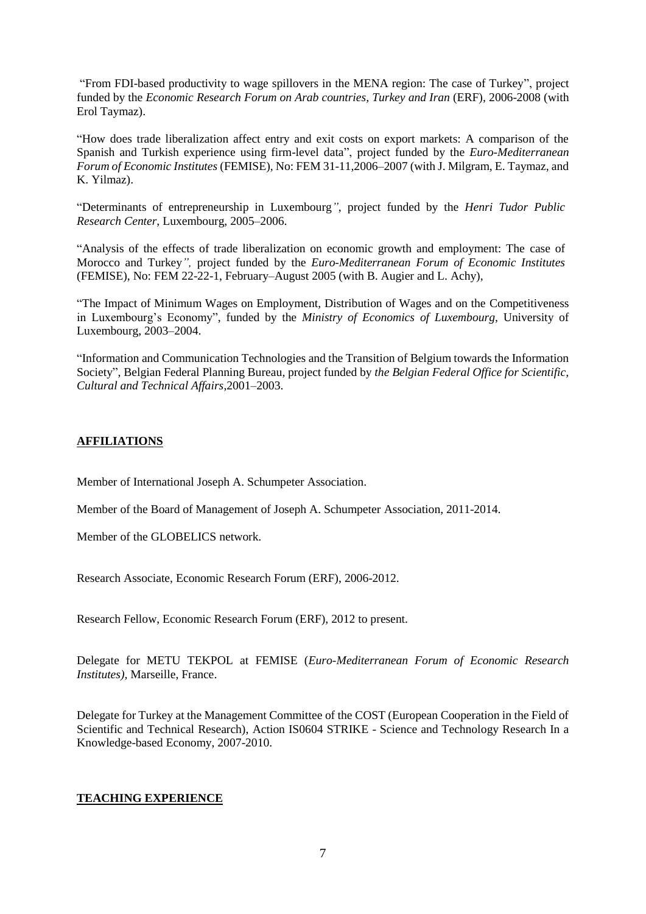"From FDI-based productivity to wage spillovers in the MENA region: The case of Turkey", project funded by the *Economic Research Forum on Arab countries, Turkey and Iran* (ERF), 2006-2008 (with Erol Taymaz).

"How does trade liberalization affect entry and exit costs on export markets: A comparison of the Spanish and Turkish experience using firm-level data", project funded by the *Euro-Mediterranean Forum of Economic Institutes* (FEMISE), No: FEM 31-11,2006–2007 (with J. Milgram, E. Taymaz, and K. Yilmaz).

"Determinants of entrepreneurship in Luxembourg*"*, project funded by the *Henri Tudor Public Research Center*, Luxembourg, 2005–2006.

"Analysis of the effects of trade liberalization on economic growth and employment: The case of Morocco and Turkey*",* project funded by the *Euro-Mediterranean Forum of Economic Institutes* (FEMISE), No: FEM 22-22-1, February–August 2005 (with B. Augier and L. Achy),

"The Impact of Minimum Wages on Employment, Distribution of Wages and on the Competitiveness in Luxembourg's Economy", funded by the *Ministry of Economics of Luxembourg*, University of Luxembourg, 2003–2004.

"Information and Communication Technologies and the Transition of Belgium towards the Information Society", Belgian Federal Planning Bureau, project funded by *the Belgian Federal Office for Scientific, Cultural and Technical Affairs*,2001–2003.

## AFFILIATIONS

Member of International Joseph A. Schumpeter Association.

Member of the Board of Management of Joseph A. Schumpeter Association, 2011-2014.

Member of the GLOBELICS network.

Research Associate, Economic Research Forum (ERF), 2006-2012.

Research Fellow, Economic Research Forum (ERF), 2012 to present.

Delegate for METU TEKPOL at FEMISE (*Euro-Mediterranean Forum of Economic Research Institutes)*, Marseille, France.

Delegate for Turkey at the Management Committee of the COST (European Cooperation in the Field of Scientific and Technical Research), Action IS0604 STRIKE - Science and Technology Research In a Knowledge-based Economy, 2007-2010.

## TEACHING EXPERIENCE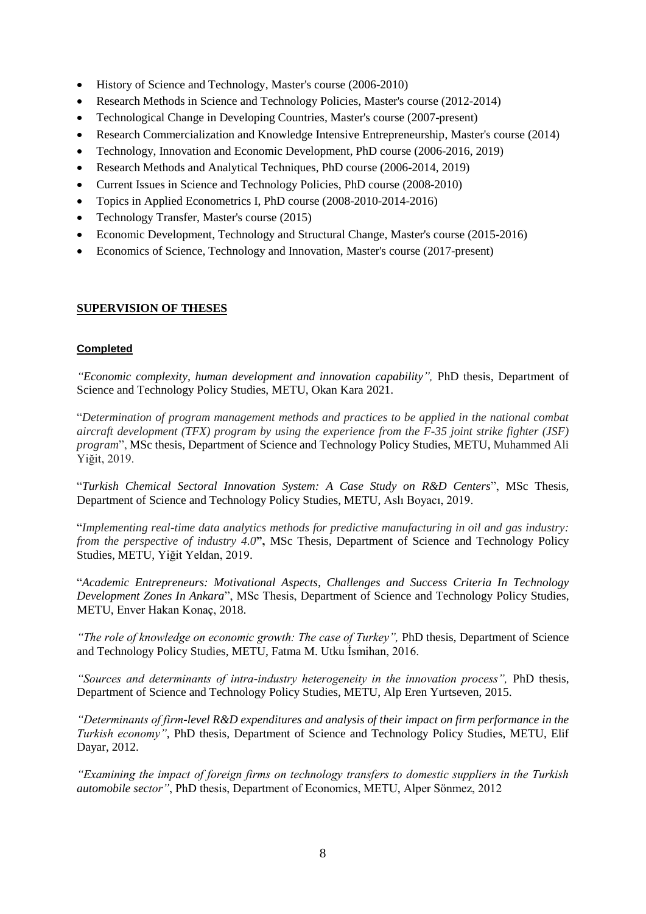- History of Science and Technology, Master's course (2006-2010)
- Research Methods in Science and Technology Policies, Master's course (2012-2014)
- Technological Change in Developing Countries, Master's course (2007-present)
- Research Commercialization and Knowledge Intensive Entrepreneurship, Master's course (2014)
- Technology, Innovation and Economic Development, PhD course (2006-2016, 2019)
- Research Methods and Analytical Techniques, PhD course (2006-2014, 2019)
- Current Issues in Science and Technology Policies, PhD course (2008-2010)
- Topics in Applied Econometrics I, PhD course (2008-2010-2014-2016)
- Technology Transfer, Master's course (2015)
- Economic Development, Technology and Structural Change, Master's course (2015-2016)
- Economics of Science, Technology and Innovation, Master's course (2017-present)

## SUPERVISION OF THESES

### Completed

*"Economic complexity, human development and innovation capability",* PhD thesis, Department of Science and Technology Policy Studies, METU, Okan Kara 2021.

"*Determination of program management methods and practices to be applied in the national combat aircraft development (TFX) program by using the experience from the F-35 joint strike fighter (JSF) program*", MSc thesis, Department of Science and Technology Policy Studies, METU, Muhammed Ali Yiğit, 2019.

"*Turkish Chemical Sectoral Innovation System: A Case Study on R&D Centers*", MSc Thesis, Department of Science and Technology Policy Studies, METU, Aslı Boyacı, 2019.

"*Implementing real-time data analytics methods for predictive manufacturing in oil and gas industry: from the perspective of industry 4.0*", MSc Thesis, Department of Science and Technology Policy Studies, METU, Yiğit Yeldan, 2019.

"*Academic Entrepreneurs: Motivational Aspects, Challenges and Success Criteria In Technology Development Zones In Ankara*", MSc Thesis, Department of Science and Technology Policy Studies, METU, Enver Hakan Konaç, 2018.

*"The role of knowledge on economic growth: The case of Turkey",* PhD thesis, Department of Science and Technology Policy Studies, METU, Fatma M. Utku İsmihan, 2016.

*"Sources and determinants of intra-industry heterogeneity in the innovation process",* PhD thesis, Department of Science and Technology Policy Studies, METU, Alp Eren Yurtseven, 2015.

*"Determinants of firm-level R&D expenditures and analysis of their impact on firm performance in the Turkish economy"*, PhD thesis, Department of Science and Technology Policy Studies, METU, Elif Dayar, 2012.

*"Examining the impact of foreign firms on technology transfers to domestic suppliers in the Turkish automobile sector"*, PhD thesis, Department of Economics, METU, Alper Sönmez, 2012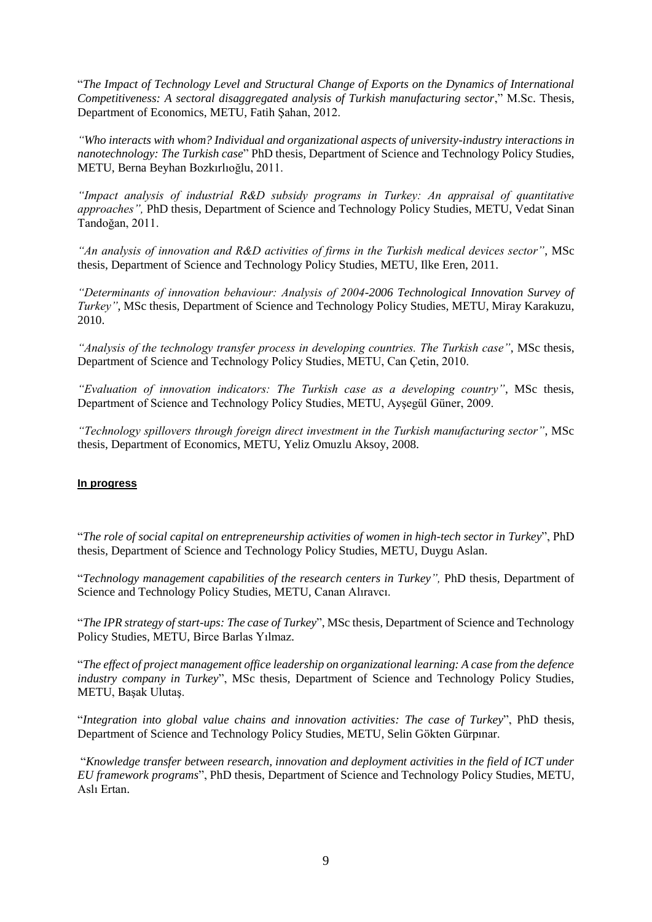"*The Impact of Technology Level and Structural Change of Exports on the Dynamics of International Competitiveness: A sectoral disaggregated analysis of Turkish manufacturing sector*," M.Sc. Thesis, Department of Economics, METU, Fatih Şahan, 2012.

*"Who interacts with whom? Individual and organizational aspects of university-industry interactions in nanotechnology: The Turkish case*" PhD thesis, Department of Science and Technology Policy Studies, METU, Berna Beyhan Bozkırlıoğlu, 2011.

*"Impact analysis of industrial R&D subsidy programs in Turkey: An appraisal of quantitative approaches",* PhD thesis, Department of Science and Technology Policy Studies, METU, Vedat Sinan Tandoğan, 2011.

*"An analysis of innovation and R&D activities of firms in the Turkish medical devices sector"*, MSc thesis, Department of Science and Technology Policy Studies, METU, Ilke Eren, 2011.

*"Determinants of innovation behaviour: Analysis of 2004-2006 Technological Innovation Survey of Turkey"*, MSc thesis, Department of Science and Technology Policy Studies, METU, Miray Karakuzu, 2010.

*"Analysis of the technology transfer process in developing countries. The Turkish case"*, MSc thesis, Department of Science and Technology Policy Studies, METU, Can Çetin, 2010.

*"Evaluation of innovation indicators: The Turkish case as a developing country"*, MSc thesis, Department of Science and Technology Policy Studies, METU, Ayşegül Güner, 2009.

*"Technology spillovers through foreign direct investment in the Turkish manufacturing sector"*, MSc thesis, Department of Economics, METU, Yeliz Omuzlu Aksoy, 2008.

**In progress**

"*The role of social capital on entrepreneurship activities of women in high-tech sector in Turkey*", PhD thesis, Department of Science and Technology Policy Studies, METU, Duygu Aslan.

"*Technology management capabilities of the research centers in Turkey",* PhD thesis, Department of Science and Technology Policy Studies, METU, Canan Alıravcı.

"*The IPR strategy of start-ups: The case of Turkey*", MSc thesis, Department of Science and Technology Policy Studies, METU, Birce Barlas Yılmaz.

"*The effect of project management office leadership on organizational learning: A case from the defence industry company in Turkey*", MSc thesis, Department of Science and Technology Policy Studies, METU, Başak Ulutaş.

"*Integration into global value chains and innovation activities: The case of Turkey*", PhD thesis, Department of Science and Technology Policy Studies, METU, Selin Gökten Gürpınar.

"*Knowledge transfer between research, innovation and deployment activities in the field of ICT under EU framework programs*", PhD thesis, Department of Science and Technology Policy Studies, METU, Aslı Ertan.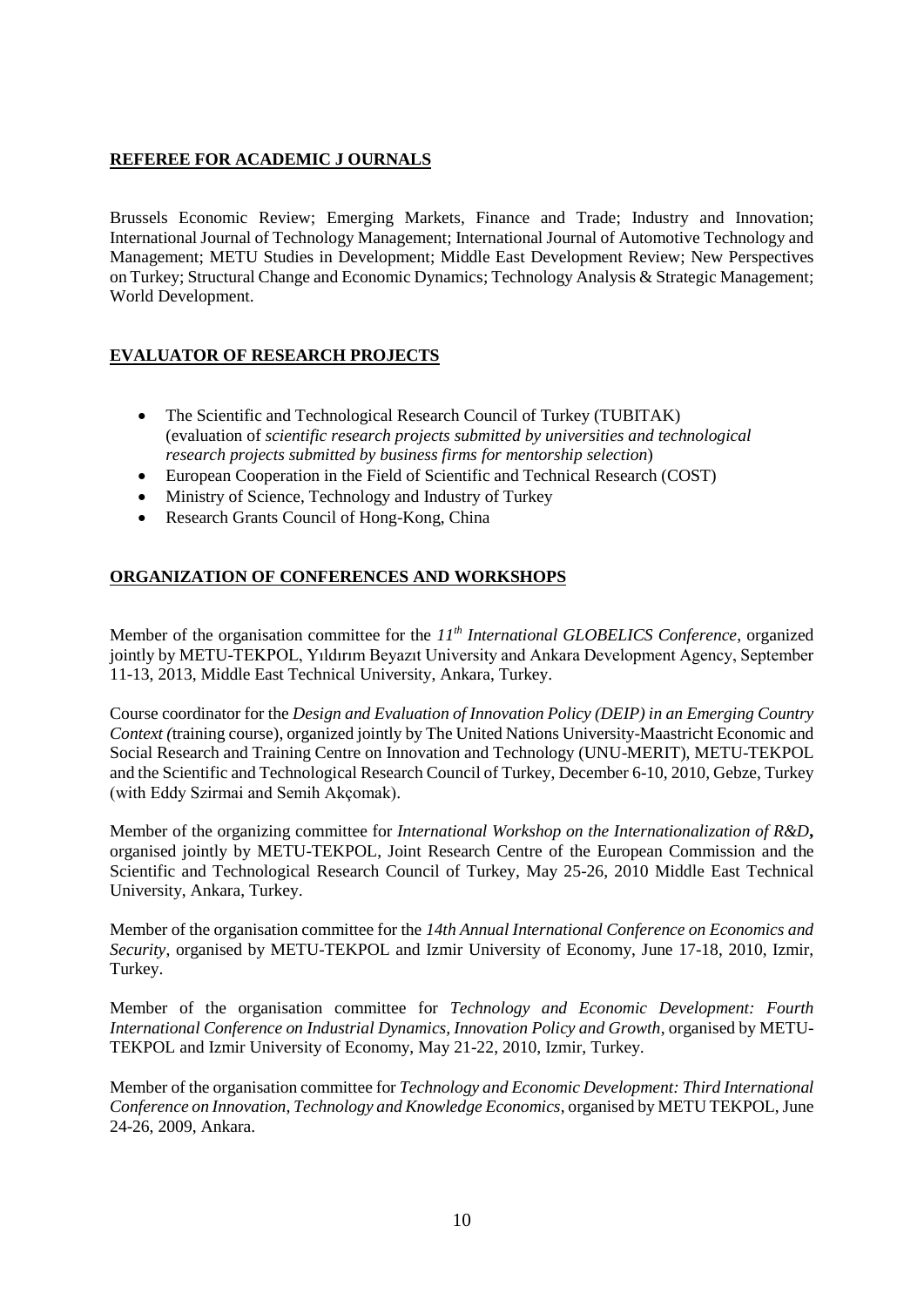## REFEREE FOR ACADEMIC J OURNALS

Brussels Economic Review; Emerging Markets, Finance and Trade; Industry and Innovation; International Journal of Technology Management; International Journal of Automotive Technology and Management; METU Studies in Development; Middle East Development Review; New Perspectives on Turkey; Structural Change and Economic Dynamics; Technology Analysis & Strategic Management; World Development.

## EVALUATOR OF RESEARCH PROJECTS

- The Scientific and Technological Research Council of Turkey (TUBITAK) (evaluation of *scientific research projects submitted by universities and technological research projects submitted by business firms for mentorship selection*)
- European Cooperation in the Field of Scientific and Technical Research (COST)
- Ministry of Science, Technology and Industry of Turkey
- Research Grants Council of Hong-Kong, China

## ORGANIZATION OF CONFERENCES AND WORKSHOPS

Member of the organisation committee for the *11th International GLOBELICS Conference*, organized jointly by METU-TEKPOL, Yıldırım Beyazıt University and Ankara Development Agency, September 11-13, 2013, Middle East Technical University, Ankara, Turkey.

Course coordinator for the *Design and Evaluation of Innovation Policy (DEIP) in an Emerging Country Context (*training course), organized jointly by The United Nations University-Maastricht Economic and Social Research and Training Centre on Innovation and Technology (UNU-MERIT), METU-TEKPOL and the Scientific and Technological Research Council of Turkey, December 6-10, 2010, Gebze, Turkey (with Eddy Szirmai and Semih Akçomak).

Member of the organizing committee for *International Workshop on the Internationalization of R&D***,** organised jointly by METU-TEKPOL, Joint Research Centre of the European Commission and the Scientific and Technological Research Council of Turkey, May 25-26, 2010 Middle East Technical University, Ankara, Turkey.

Member of the organisation committee for the *14th Annual International Conference on Economics and Security*, organised by METU-TEKPOL and Izmir University of Economy, June 17-18, 2010, Izmir, Turkey.

Member of the organisation committee for *Technology and Economic Development: Fourth International Conference on Industrial Dynamics, Innovation Policy and Growth*, organised by METU-TEKPOL and Izmir University of Economy, May 21-22, 2010, Izmir, Turkey.

Member of the organisation committee for *Technology and Economic Development: Third International Conference on Innovation, Technology and Knowledge Economics*, organised by METU TEKPOL, June 24-26, 2009, Ankara.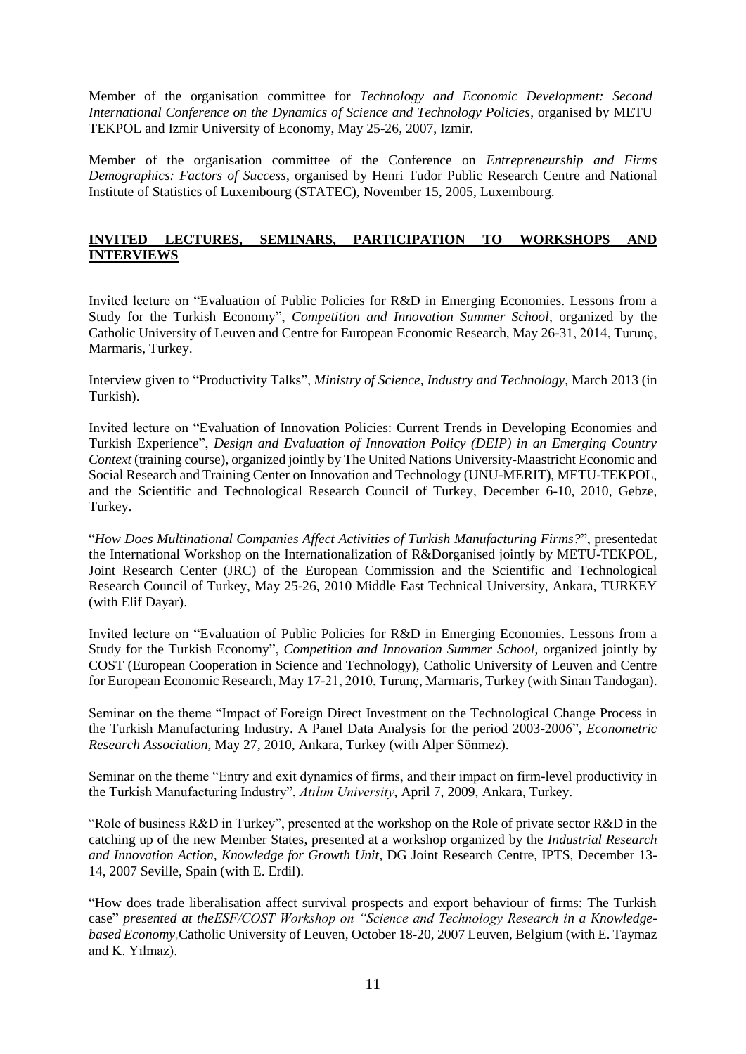Member of the organisation committee for *Technology and Economic Development: Second International Conference on the Dynamics of Science and Technology Policies*, organised by METU TEKPOL and Izmir University of Economy, May 25-26, 2007, Izmir.

Member of the organisation committee of the Conference on *Entrepreneurship and Firms Demographics: Factors of Success*, organised by Henri Tudor Public Research Centre and National Institute of Statistics of Luxembourg (STATEC), November 15, 2005, Luxembourg.

## INVITED LECTURES, SEMINARS, PARTICIPATION TO WORKSHOPS AND INTERVIEWS

Invited lecture on "Evaluation of Public Policies for R&D in Emerging Economies. Lessons from a Study for the Turkish Economy", *Competition and Innovation Summer School*, organized by the Catholic University of Leuven and Centre for European Economic Research, May 26-31, 2014, Turunç, Marmaris, Turkey.

Interview given to "Productivity Talks", *Ministry of Science, Industry and Technology*, March 2013 (in Turkish).

Invited lecture on "Evaluation of Innovation Policies: Current Trends in Developing Economies and Turkish Experience", *Design and Evaluation of Innovation Policy (DEIP) in an Emerging Country Context* (training course), organized jointly by The United Nations University-Maastricht Economic and Social Research and Training Center on Innovation and Technology (UNU-MERIT), METU-TEKPOL, and the Scientific and Technological Research Council of Turkey, December 6-10, 2010, Gebze, Turkey.

"*How Does Multinational Companies Affect Activities of Turkish Manufacturing Firms?*", presentedat the International Workshop on the Internationalization of R&Dorganised jointly by METU-TEKPOL, Joint Research Center (JRC) of the European Commission and the Scientific and Technological Research Council of Turkey, May 25-26, 2010 Middle East Technical University, Ankara, TURKEY (with Elif Dayar).

Invited lecture on "Evaluation of Public Policies for R&D in Emerging Economies. Lessons from a Study for the Turkish Economy", *Competition and Innovation Summer School*, organized jointly by COST (European Cooperation in Science and Technology), Catholic University of Leuven and Centre for European Economic Research, May 17-21, 2010, Turunç, Marmaris, Turkey (with Sinan Tandogan).

Seminar on the theme "Impact of Foreign Direct Investment on the Technological Change Process in the Turkish Manufacturing Industry. A Panel Data Analysis for the period 2003-2006", *Econometric Research Association*, May 27, 2010, Ankara, Turkey (with Alper Sönmez).

Seminar on the theme "Entry and exit dynamics of firms, and their impact on firm-level productivity in the Turkish Manufacturing Industry", *Atılım University*, April 7, 2009, Ankara, Turkey.

"Role of business R&D in Turkey", presented at the workshop on the Role of private sector R&D in the catching up of the new Member States, presented at a workshop organized by the *Industrial Research and Innovation Action, Knowledge for Growth Unit*, DG Joint Research Centre, IPTS, December 13-14, 2007 Seville, Spain (with E. Erdil).

"How does trade liberalisation affect survival prospects and export behaviour of firms: The Turkish case" *presented at theESF/COST Workshop on "Science and Technology Research in a Knowledge-based Economy*,Catholic University of Leuven, October 18-20, 2007 Leuven, Belgium (with E. Taymaz and K. Yılmaz).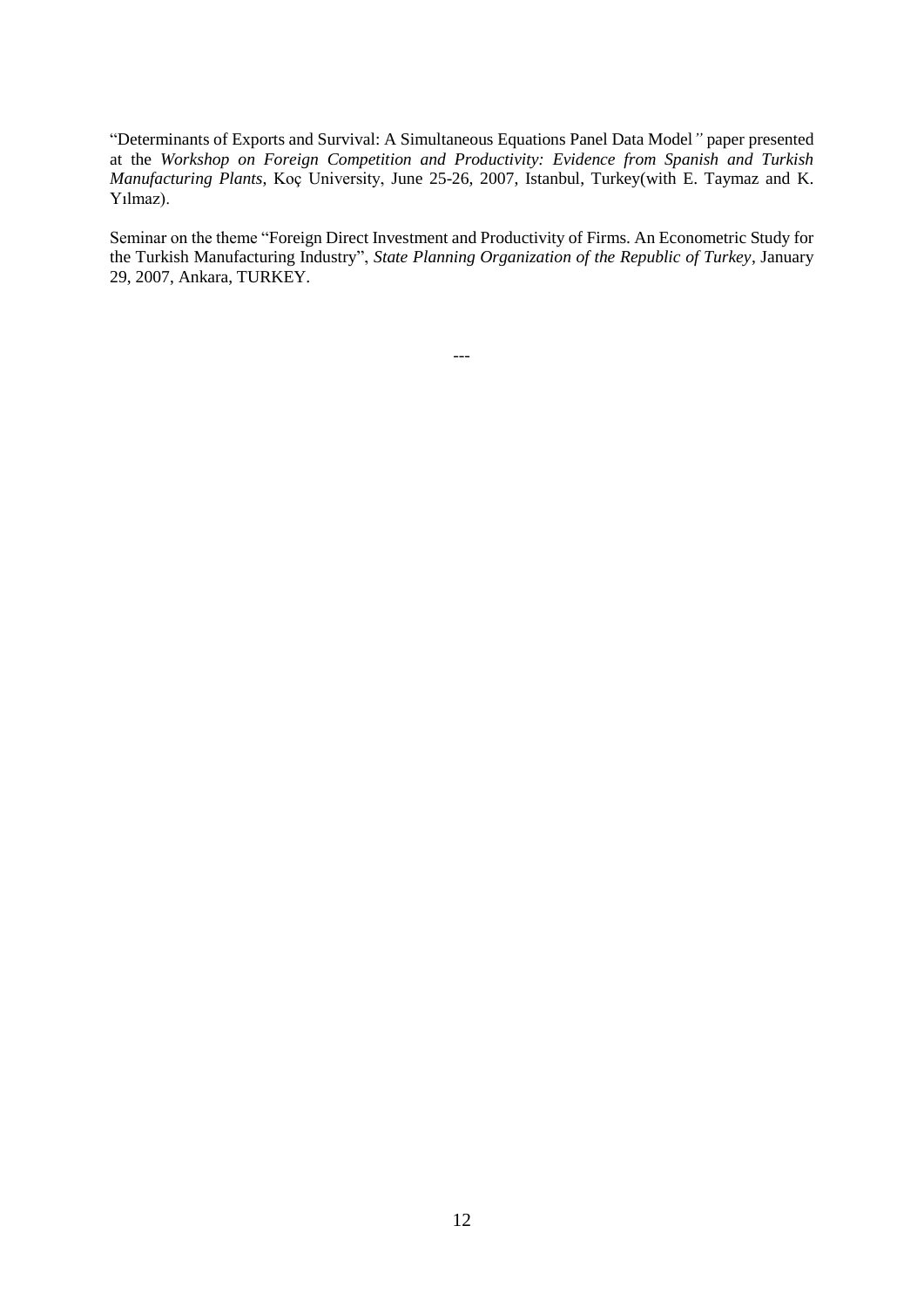"Determinants of Exports and Survival: A Simultaneous Equations Panel Data Model*"* paper presented at the *Workshop on Foreign Competition and Productivity: Evidence from Spanish and Turkish Manufacturing Plants*, Koç University, June 25-26, 2007, Istanbul, Turkey(with E. Taymaz and K. Yılmaz).

Seminar on the theme "Foreign Direct Investment and Productivity of Firms. An Econometric Study for the Turkish Manufacturing Industry", *State Planning Organization of the Republic of Turkey*, January 29, 2007, Ankara, TURKEY.

---